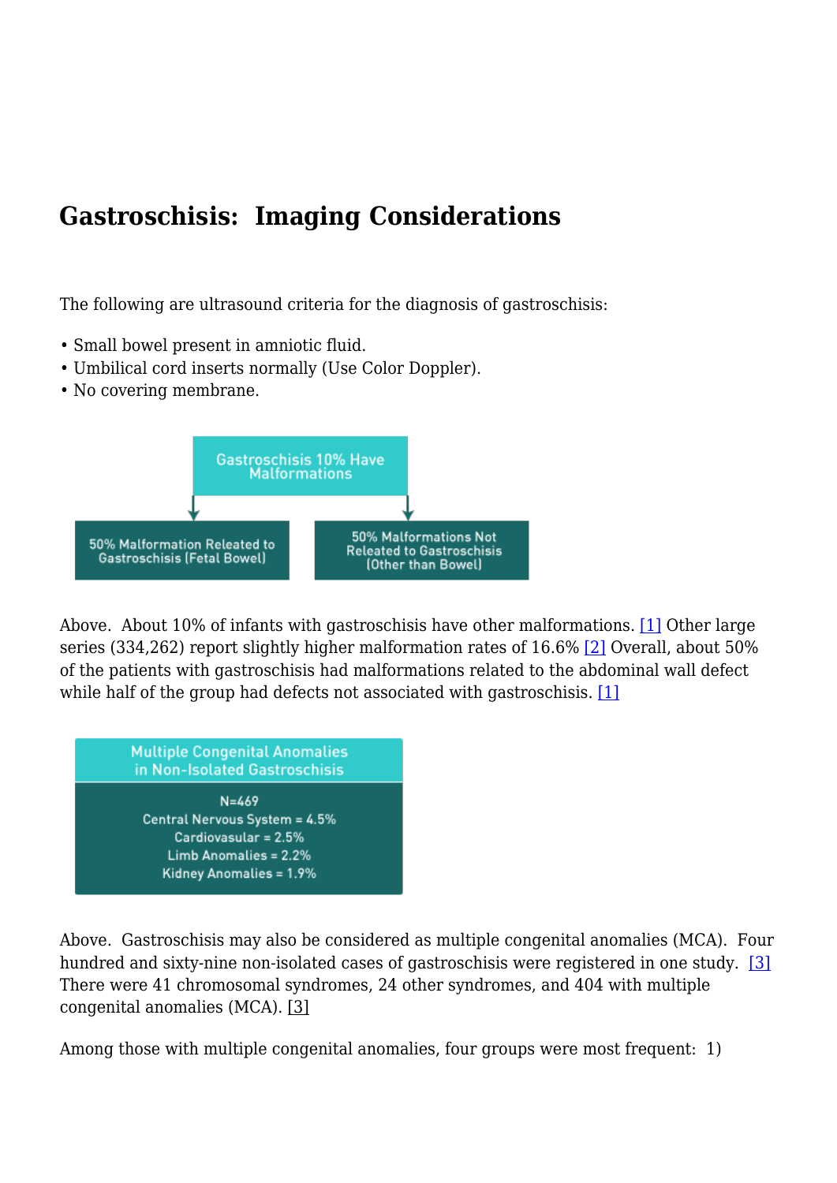# Gastroschisis: Imaging Considerations

The following are ultrasound criteria for the diagnosis of gastroschisis:

- Small bowel present in amniotic fluid.
- Umbilical cord inserts normally (Use Color Doppler).
- No covering membrane.

Gastroschisis 10% Have Malformations

50% Malformation Releated to Gastroschisis (Fetal Bowel)

50% Malformations Not Releated to Gastroschisis (Other than Bowel)

Above. About 10% of infants with gastroschisis have other malformations. [1] Other large series (334,262) report slightly higher malformation rates of 16.6% [2] Overall, about 50% of the patients with gastroschisis had malformations related to the abdominal wall defect while half of the group had defects not associated with gastroschisis. [1]

| Multiple Congenital Anomalies in Non-Isolated Gastroschisis |
| --- |
| N=469 |
| Central Nervous System = 4.5% |
| Cardiovasular = 2.5% |
| Limb Anomalies = 2.2% |
| Kidney Anomalies = 1.9% |

Above. Gastroschisis may also be considered as multiple congenital anomalies (MCA). Four hundred and sixty-nine non-isolated cases of gastroschisis were registered in one study. [3] There were 41 chromosomal syndromes, 24 other syndromes, and 404 with multiple congenital anomalies (MCA). [3]

Among those with multiple congenital anomalies, four groups were most frequent: 1)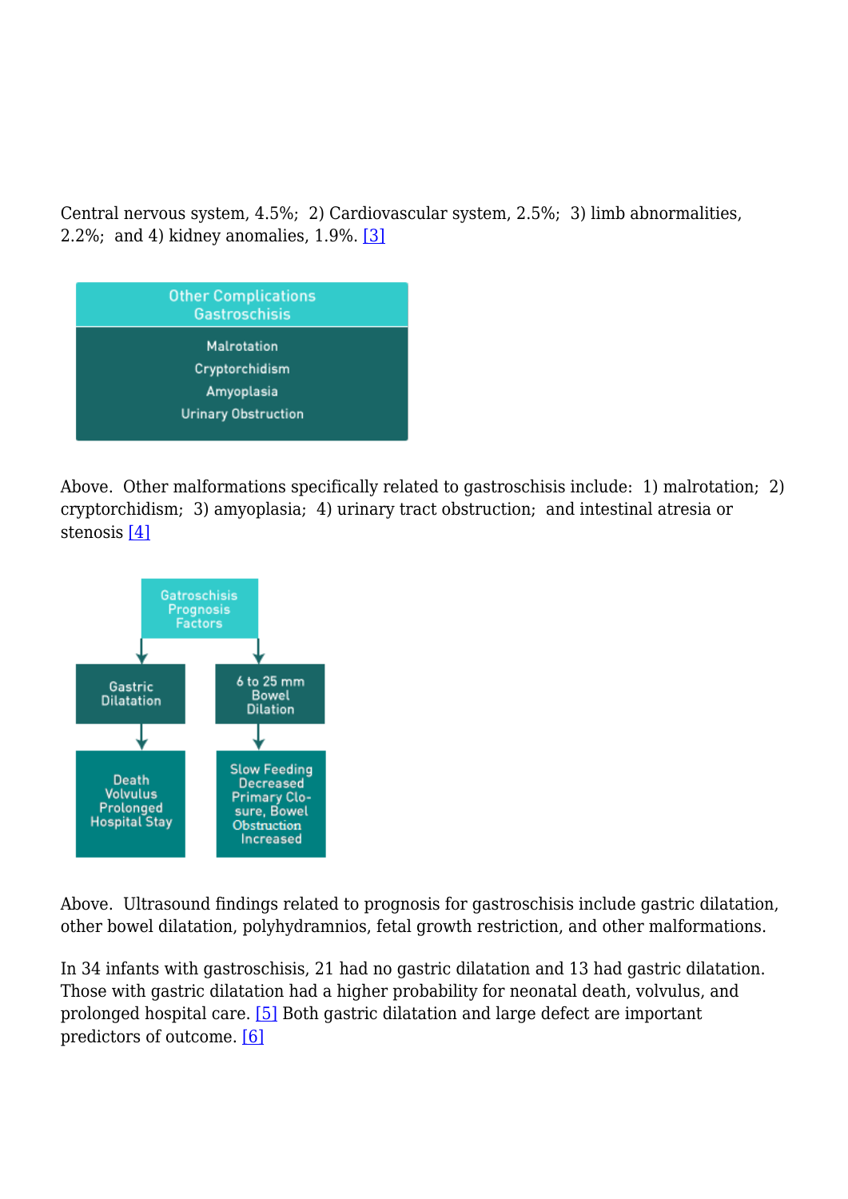Central nervous system, 4.5%; 2) Cardiovascular system, 2.5%; 3) limb abnormalities, 2.2%; and 4) kidney anomalies, 1.9%. [3]

| Other Complications Gastroschisis |
| --- |
| Malrotation |
| Cryptorchidism |
| Amyoplasia |
| Urinary Obstruction |

Above. Other malformations specifically related to gastroschisis include: 1) malrotation; 2) cryptorchidism; 3) amyoplasia; 4) urinary tract obstruction; and intestinal atresia or stenosis [4]

Gatroschisis Prognosis Factors

- Gastric Dilatation → Death, Volvulus, Prolonged Hospital Stay
- 6 to 25 mm Bowel Dilation → Slow Feeding, Decreased Primary Closure, Bowel Obstruction Increased

Above. Ultrasound findings related to prognosis for gastroschisis include gastric dilatation, other bowel dilatation, polyhydramnios, fetal growth restriction, and other malformations.

In 34 infants with gastroschisis, 21 had no gastric dilatation and 13 had gastric dilatation. Those with gastric dilatation had a higher probability for neonatal death, volvulus, and prolonged hospital care. [5] Both gastric dilatation and large defect are important predictors of outcome. [6]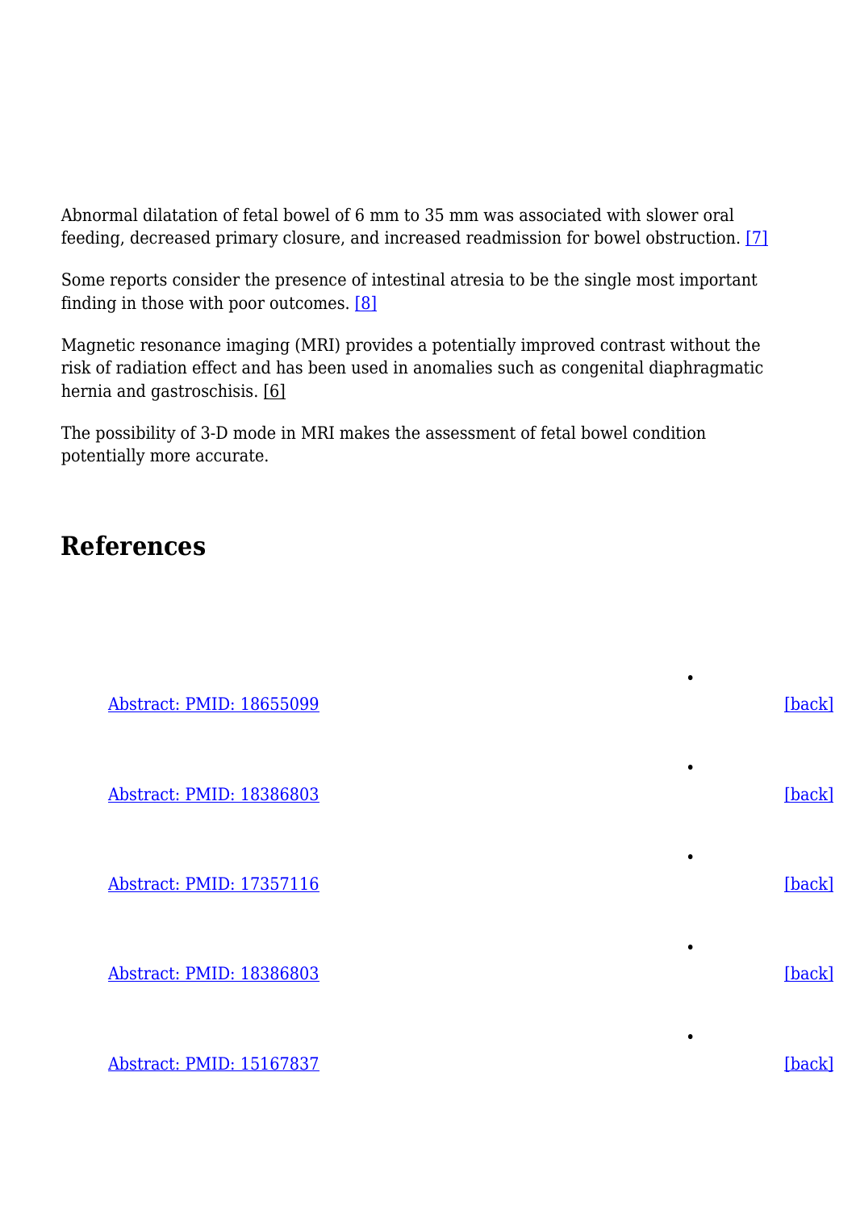Abnormal dilatation of fetal bowel of 6 mm to 35 mm was associated with slower oral feeding, decreased primary closure, and increased readmission for bowel obstruction. [7]

Some reports consider the presence of intestinal atresia to be the single most important finding in those with poor outcomes. [8]

Magnetic resonance imaging (MRI) provides a potentially improved contrast without the risk of radiation effect and has been used in anomalies such as congenital diaphragmatic hernia and gastroschisis. [6]

The possibility of 3-D mode in MRI makes the assessment of fetal bowel condition potentially more accurate.

## References

- Abstract: PMID: 18655099 [back]
- Abstract: PMID: 18386803 [back]
- Abstract: PMID: 17357116 [back]
- Abstract: PMID: 18386803 [back]
- Abstract: PMID: 15167837 [back]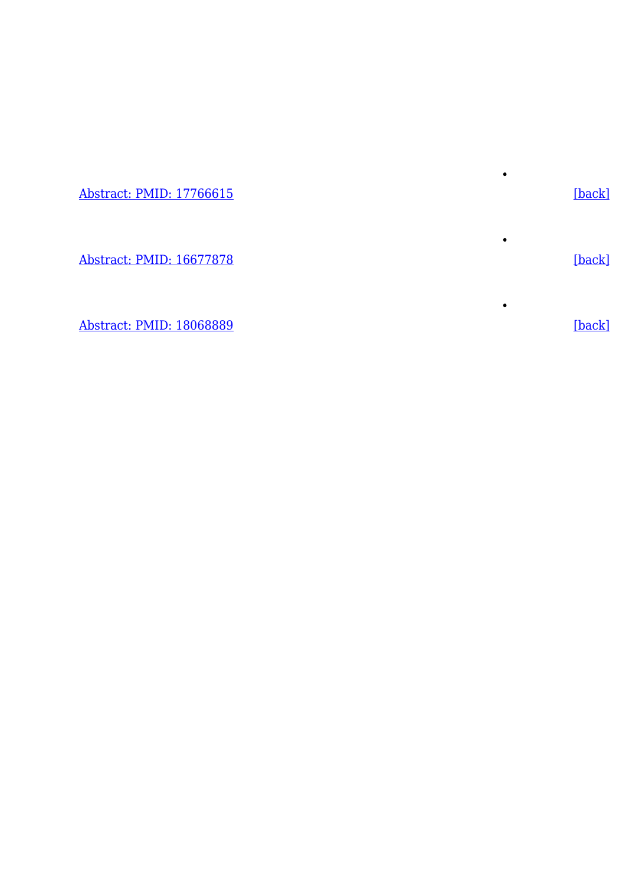- Abstract: PMID: 17766615 [back]

- Abstract: PMID: 16677878 [back]

- Abstract: PMID: 18068889 [back]